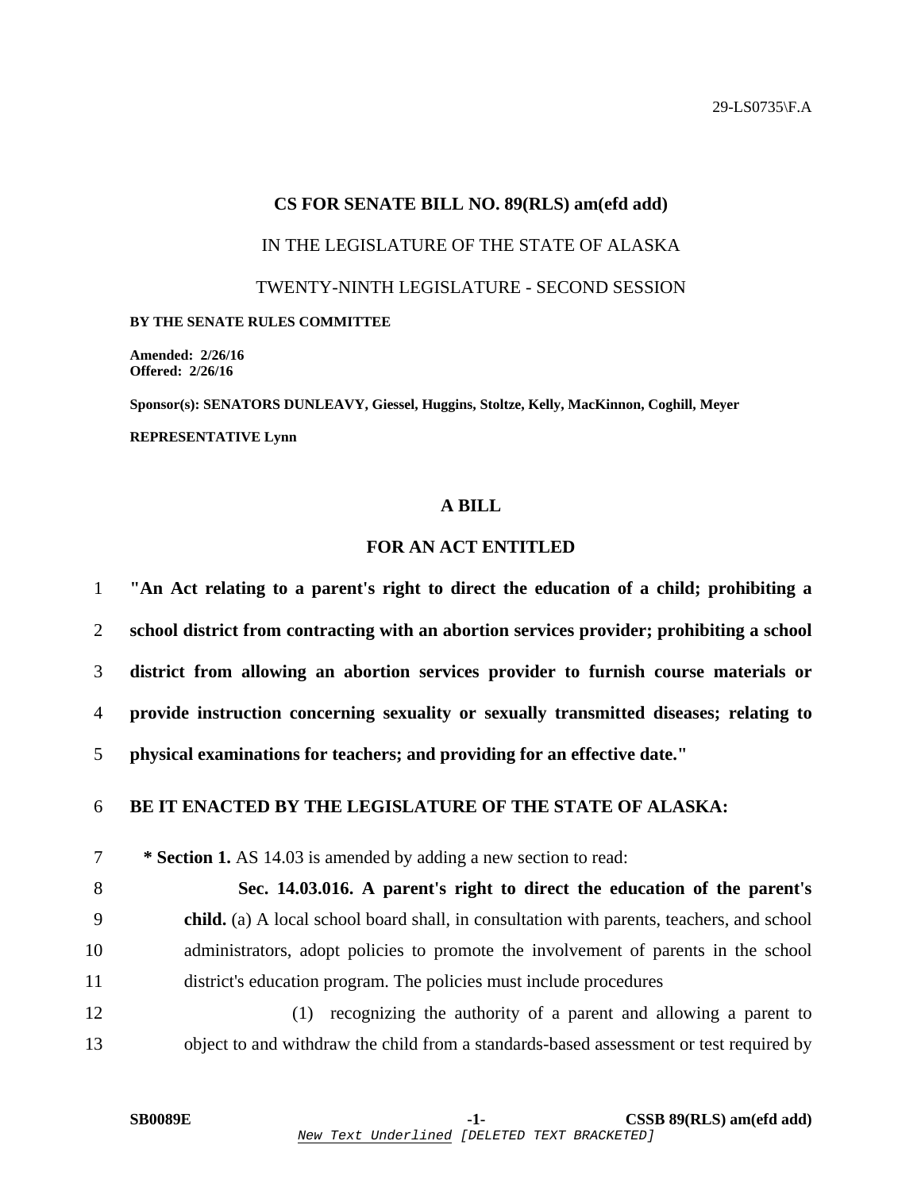29-LS0735\F.A

**CS FOR SENATE BILL NO. 89(RLS) am(efd add)**

IN THE LEGISLATURE OF THE STATE OF ALASKA

TWENTY-NINTH LEGISLATURE - SECOND SESSION

**BY THE SENATE RULES COMMITTEE**

**Amended: 2/26/16**
**Offered: 2/26/16**

**Sponsor(s): SENATORS DUNLEAVY, Giessel, Huggins, Stoltze, Kelly, MacKinnon, Coghill, Meyer**

**REPRESENTATIVE Lynn**

**A BILL**

**FOR AN ACT ENTITLED**

1 **"An Act relating to a parent's right to direct the education of a child; prohibiting a**
2 **school district from contracting with an abortion services provider; prohibiting a school**
3 **district from allowing an abortion services provider to furnish course materials or**
4 **provide instruction concerning sexuality or sexually transmitted diseases; relating to**
5 **physical examinations for teachers; and providing for an effective date."**

6 **BE IT ENACTED BY THE LEGISLATURE OF THE STATE OF ALASKA:**

7 **\* Section 1.** AS 14.03 is amended by adding a new section to read:
8 **Sec. 14.03.016. A parent's right to direct the education of the parent's**
9 **child.** (a) A local school board shall, in consultation with parents, teachers, and school
10 administrators, adopt policies to promote the involvement of parents in the school
11 district's education program. The policies must include procedures
12 (1) recognizing the authority of a parent and allowing a parent to
13 object to and withdraw the child from a standards-based assessment or test required by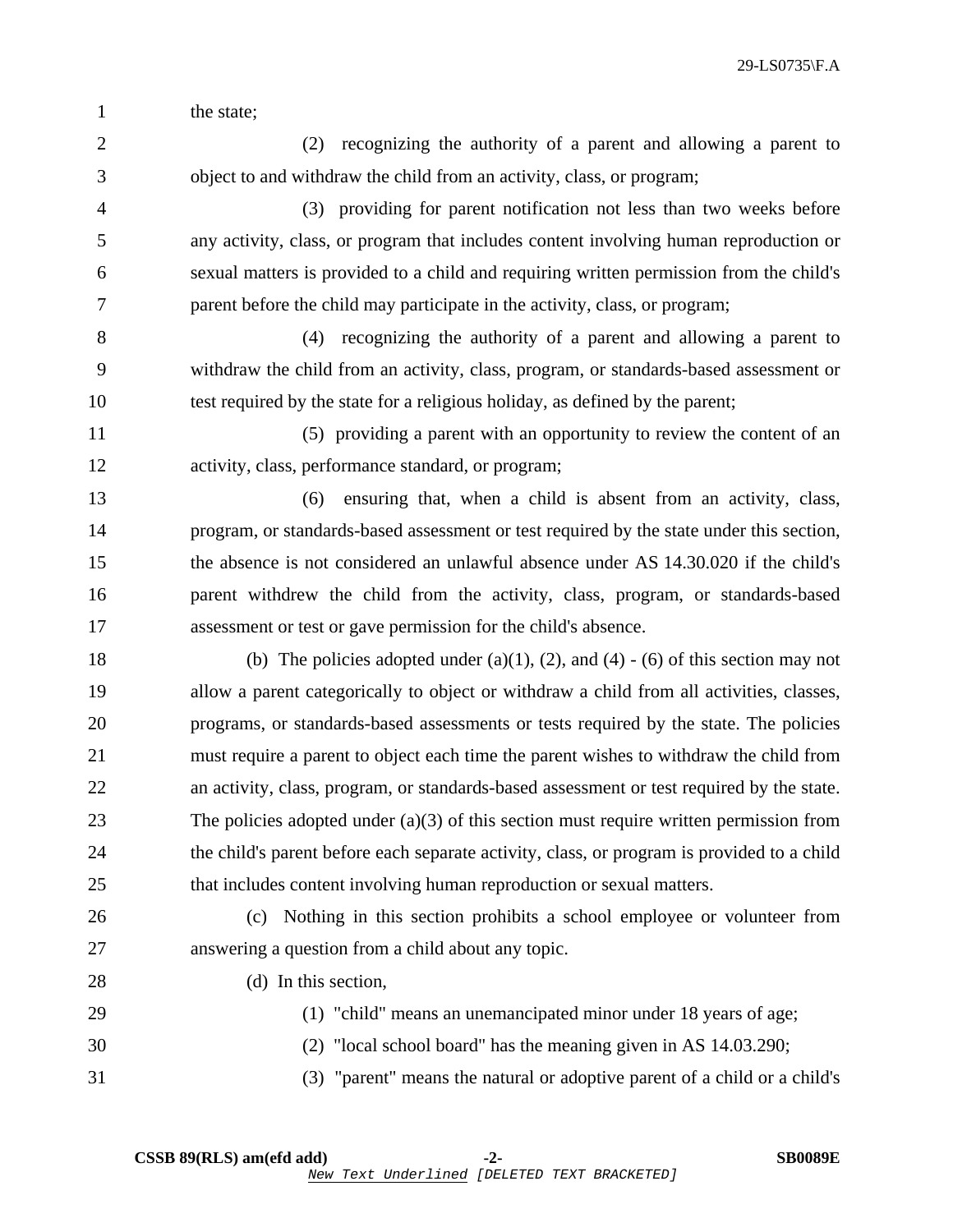the state;

(2) recognizing the authority of a parent and allowing a parent to object to and withdraw the child from an activity, class, or program;

(3) providing for parent notification not less than two weeks before any activity, class, or program that includes content involving human reproduction or sexual matters is provided to a child and requiring written permission from the child's parent before the child may participate in the activity, class, or program;

(4) recognizing the authority of a parent and allowing a parent to withdraw the child from an activity, class, program, or standards-based assessment or test required by the state for a religious holiday, as defined by the parent;

(5) providing a parent with an opportunity to review the content of an activity, class, performance standard, or program;

(6) ensuring that, when a child is absent from an activity, class, program, or standards-based assessment or test required by the state under this section, the absence is not considered an unlawful absence under AS 14.30.020 if the child's parent withdrew the child from the activity, class, program, or standards-based assessment or test or gave permission for the child's absence.

(b) The policies adopted under (a)(1), (2), and (4) - (6) of this section may not allow a parent categorically to object or withdraw a child from all activities, classes, programs, or standards-based assessments or tests required by the state. The policies must require a parent to object each time the parent wishes to withdraw the child from an activity, class, program, or standards-based assessment or test required by the state. The policies adopted under (a)(3) of this section must require written permission from the child's parent before each separate activity, class, or program is provided to a child that includes content involving human reproduction or sexual matters.

(c) Nothing in this section prohibits a school employee or volunteer from answering a question from a child about any topic.

(d) In this section,

(1) "child" means an unemancipated minor under 18 years of age;

(2) "local school board" has the meaning given in AS 14.03.290;

(3) "parent" means the natural or adoptive parent of a child or a child's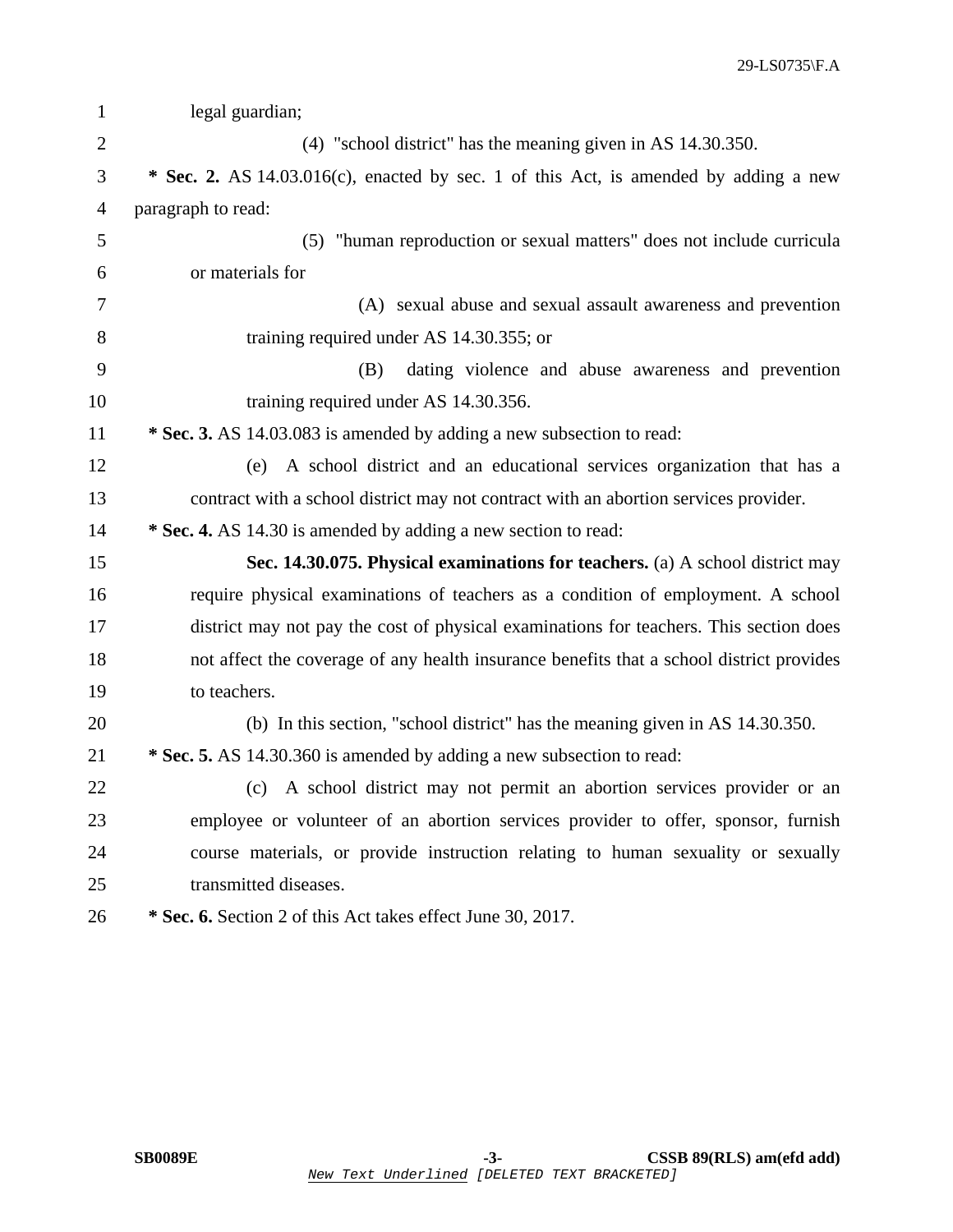legal guardian;

(4) "school district" has the meaning given in AS 14.30.350.

**\* Sec. 2.** AS 14.03.016(c), enacted by sec. 1 of this Act, is amended by adding a new paragraph to read:

(5) "human reproduction or sexual matters" does not include curricula or materials for

(A) sexual abuse and sexual assault awareness and prevention training required under AS 14.30.355; or

(B) dating violence and abuse awareness and prevention training required under AS 14.30.356.

**\* Sec. 3.** AS 14.03.083 is amended by adding a new subsection to read:

(e) A school district and an educational services organization that has a contract with a school district may not contract with an abortion services provider.

**\* Sec. 4.** AS 14.30 is amended by adding a new section to read:

**Sec. 14.30.075. Physical examinations for teachers.** (a) A school district may require physical examinations of teachers as a condition of employment. A school district may not pay the cost of physical examinations for teachers. This section does not affect the coverage of any health insurance benefits that a school district provides to teachers.

(b) In this section, "school district" has the meaning given in AS 14.30.350.

**\* Sec. 5.** AS 14.30.360 is amended by adding a new subsection to read:

(c) A school district may not permit an abortion services provider or an employee or volunteer of an abortion services provider to offer, sponsor, furnish course materials, or provide instruction relating to human sexuality or sexually transmitted diseases.

**\* Sec. 6.** Section 2 of this Act takes effect June 30, 2017.